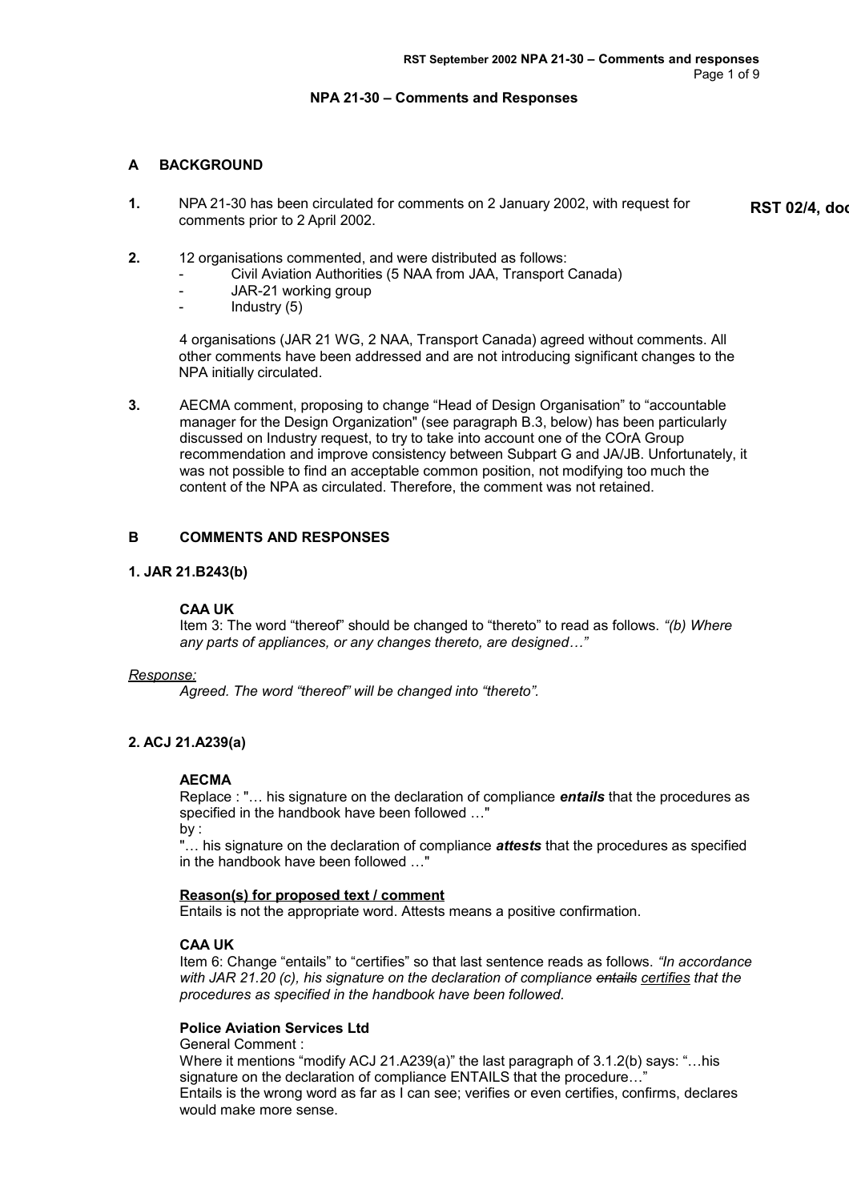# NPA 21-30 – Comments and Responses

## A BACKGROUND

**1.** NPA 21-30 has been circulated for comments on 2 January 2002, with request for comments prior to 2 April 2002.

**RST 02/4, doc**

**2.** 12 organisations commented, and were distributed as follows:

- Civil Aviation Authorities (5 NAA from JAA, Transport Canada)
- JAR-21 working group
- Industry (5)

4 organisations (JAR 21 WG, 2 NAA, Transport Canada) agreed without comments. All other comments have been addressed and are not introducing significant changes to the NPA initially circulated.

**3.** AECMA comment, proposing to change "Head of Design Organisation" to "accountable manager for the Design Organization" (see paragraph B.3, below) has been particularly discussed on Industry request, to try to take into account one of the COrA Group recommendation and improve consistency between Subpart G and JA/JB. Unfortunately, it was not possible to find an acceptable common position, not modifying too much the content of the NPA as circulated. Therefore, the comment was not retained.

## B COMMENTS AND RESPONSES

### 1. JAR 21.B243(b)

**CAA UK**

Item 3: The word "thereof" should be changed to "thereto" to read as follows. *"(b) Where any parts of appliances, or any changes thereto, are designed…"*

*Response:*

*Agreed. The word "thereof" will be changed into "thereto".*

### 2. ACJ 21.A239(a)

**AECMA**

Replace : "… his signature on the declaration of compliance ***entails*** that the procedures as specified in the handbook have been followed …"

by :

"… his signature on the declaration of compliance ***attests*** that the procedures as specified in the handbook have been followed …"

**Reason(s) for proposed text / comment**

Entails is not the appropriate word. Attests means a positive confirmation.

**CAA UK**

Item 6: Change "entails" to "certifies" so that last sentence reads as follows. *"In accordance with JAR 21.20 (c), his signature on the declaration of compliance ~~entails~~ certifies that the procedures as specified in the handbook have been followed.*

**Police Aviation Services Ltd**

General Comment :

Where it mentions "modify ACJ 21.A239(a)" the last paragraph of 3.1.2(b) says: "…his signature on the declaration of compliance ENTAILS that the procedure…"

Entails is the wrong word as far as I can see; verifies or even certifies, confirms, declares would make more sense.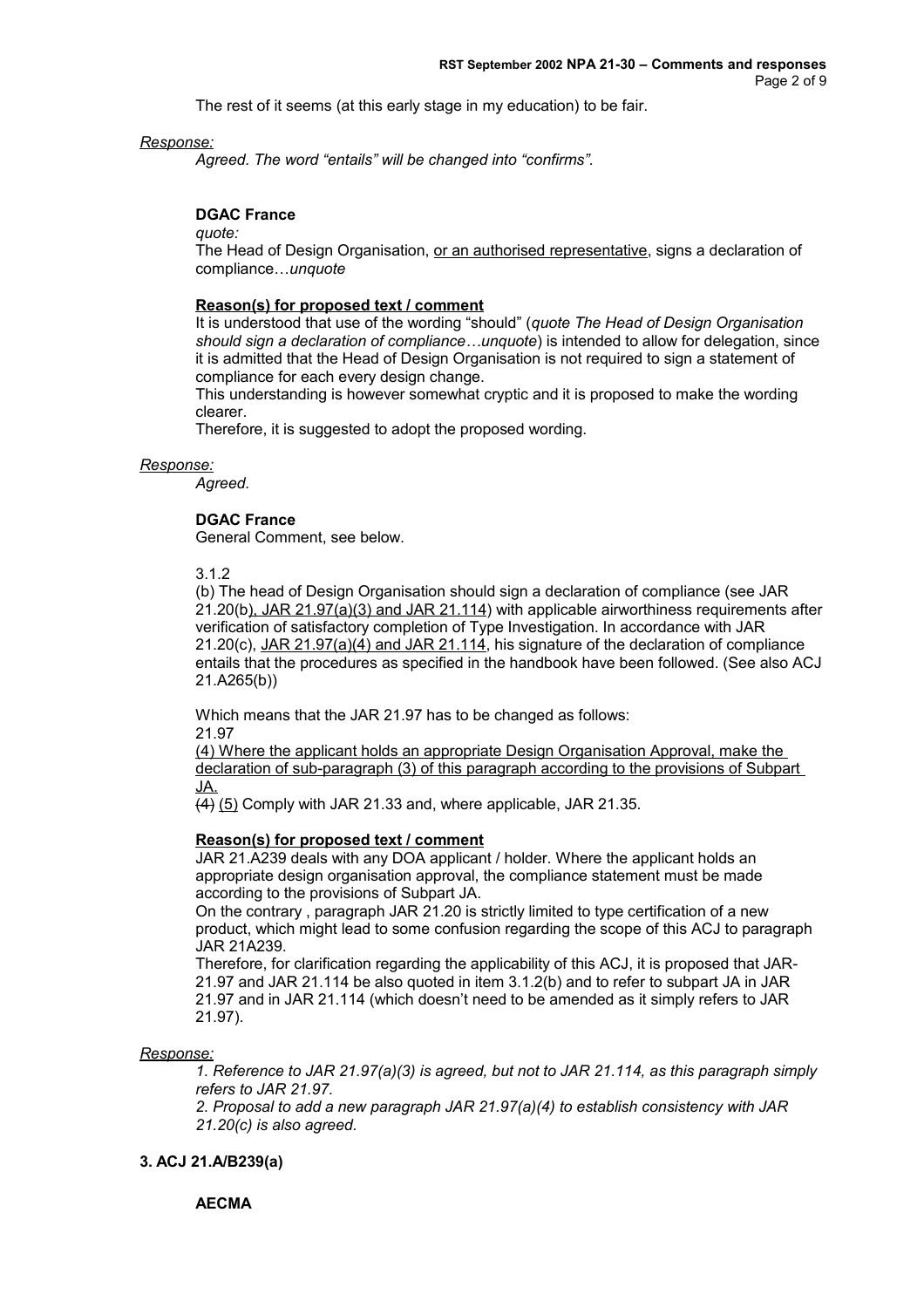The rest of it seems (at this early stage in my education) to be fair.

*Response:*

*Agreed. The word "entails" will be changed into "confirms".*

**DGAC France**

*quote:*

The Head of Design Organisation, <u>or an authorised representative</u>, signs a declaration of compliance…*unquote*

**<u>Reason(s) for proposed text / comment</u>**

It is understood that use of the wording "should" (*quote The Head of Design Organisation should sign a declaration of compliance…unquote*) is intended to allow for delegation, since it is admitted that the Head of Design Organisation is not required to sign a statement of compliance for each every design change.

This understanding is however somewhat cryptic and it is proposed to make the wording clearer.

Therefore, it is suggested to adopt the proposed wording.

*Response:*

*Agreed.*

**DGAC France**

General Comment, see below.

3.1.2

(b) The head of Design Organisation should sign a declaration of compliance (see JAR 21.20(b)<u>, JAR 21.97(a)(3) and JAR 21.114</u>) with applicable airworthiness requirements after verification of satisfactory completion of Type Investigation. In accordance with JAR 21.20(c), <u>JAR 21.97(a)(4) and JAR 21.114</u>, his signature of the declaration of compliance entails that the procedures as specified in the handbook have been followed. (See also ACJ 21.A265(b))

Which means that the JAR 21.97 has to be changed as follows:

21.97

<u>(4) Where the applicant holds an appropriate Design Organisation Approval, make the declaration of sub-paragraph (3) of this paragraph according to the provisions of Subpart JA.</u>

~~(4)~~ <u>(5)</u> Comply with JAR 21.33 and, where applicable, JAR 21.35.

**<u>Reason(s) for proposed text / comment</u>**

JAR 21.A239 deals with any DOA applicant / holder. Where the applicant holds an appropriate design organisation approval, the compliance statement must be made according to the provisions of Subpart JA.

On the contrary , paragraph JAR 21.20 is strictly limited to type certification of a new product, which might lead to some confusion regarding the scope of this ACJ to paragraph JAR 21A239.

Therefore, for clarification regarding the applicability of this ACJ, it is proposed that JAR-21.97 and JAR 21.114 be also quoted in item 3.1.2(b) and to refer to subpart JA in JAR 21.97 and in JAR 21.114 (which doesn't need to be amended as it simply refers to JAR 21.97).

*Response:*

*1. Reference to JAR 21.97(a)(3) is agreed, but not to JAR 21.114, as this paragraph simply refers to JAR 21.97.*

*2. Proposal to add a new paragraph JAR 21.97(a)(4) to establish consistency with JAR 21.20(c) is also agreed.*

### 3. ACJ 21.A/B239(a)

**AECMA**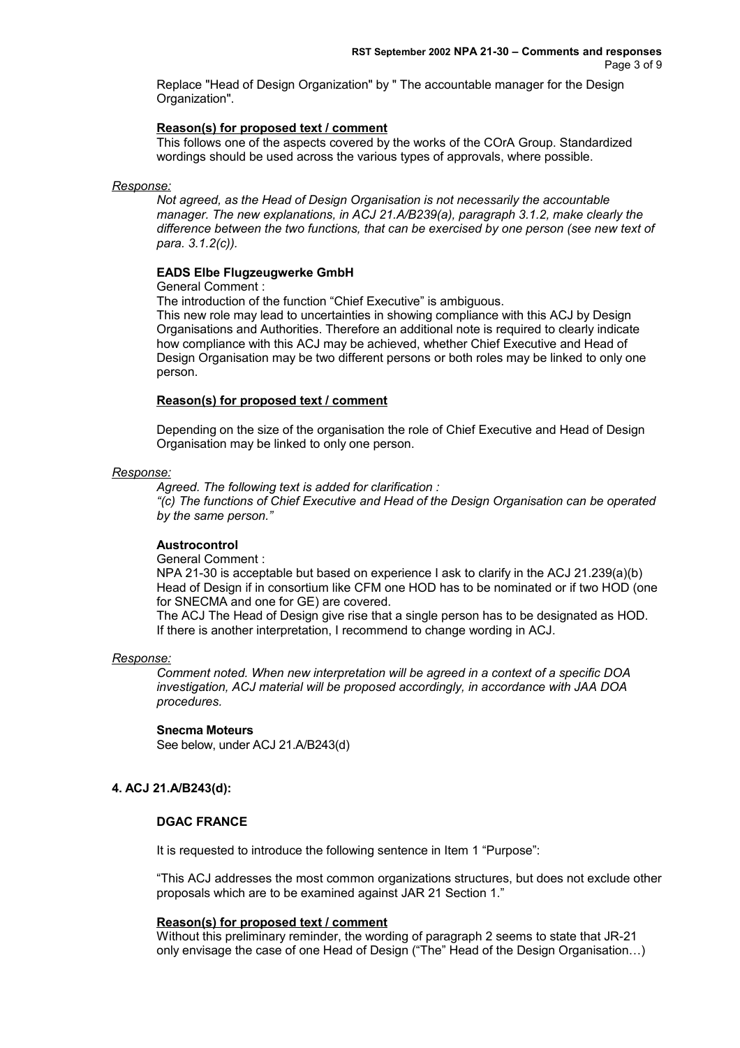Replace "Head of Design Organization" by " The accountable manager for the Design Organization".

**Reason(s) for proposed text / comment**

This follows one of the aspects covered by the works of the COrA Group. Standardized wordings should be used across the various types of approvals, where possible.

*Response:*

*Not agreed, as the Head of Design Organisation is not necessarily the accountable manager. The new explanations, in ACJ 21.A/B239(a), paragraph 3.1.2, make clearly the difference between the two functions, that can be exercised by one person (see new text of para. 3.1.2(c)).*

**EADS Elbe Flugzeugwerke GmbH**

General Comment :

The introduction of the function "Chief Executive" is ambiguous.

This new role may lead to uncertainties in showing compliance with this ACJ by Design Organisations and Authorities. Therefore an additional note is required to clearly indicate how compliance with this ACJ may be achieved, whether Chief Executive and Head of Design Organisation may be two different persons or both roles may be linked to only one person.

**Reason(s) for proposed text / comment**

Depending on the size of the organisation the role of Chief Executive and Head of Design Organisation may be linked to only one person.

*Response:*

*Agreed. The following text is added for clarification :*

*"(c) The functions of Chief Executive and Head of the Design Organisation can be operated by the same person."*

**Austrocontrol**

General Comment :

NPA 21-30 is acceptable but based on experience I ask to clarify in the ACJ 21.239(a)(b) Head of Design if in consortium like CFM one HOD has to be nominated or if two HOD (one for SNECMA and one for GE) are covered.

The ACJ The Head of Design give rise that a single person has to be designated as HOD. If there is another interpretation, I recommend to change wording in ACJ.

*Response:*

*Comment noted. When new interpretation will be agreed in a context of a specific DOA investigation, ACJ material will be proposed accordingly, in accordance with JAA DOA procedures.*

**Snecma Moteurs**

See below, under ACJ 21.A/B243(d)

### 4. ACJ 21.A/B243(d):

**DGAC FRANCE**

It is requested to introduce the following sentence in Item 1 "Purpose":

"This ACJ addresses the most common organizations structures, but does not exclude other proposals which are to be examined against JAR 21 Section 1."

**Reason(s) for proposed text / comment**

Without this preliminary reminder, the wording of paragraph 2 seems to state that JR-21 only envisage the case of one Head of Design ("The" Head of the Design Organisation…)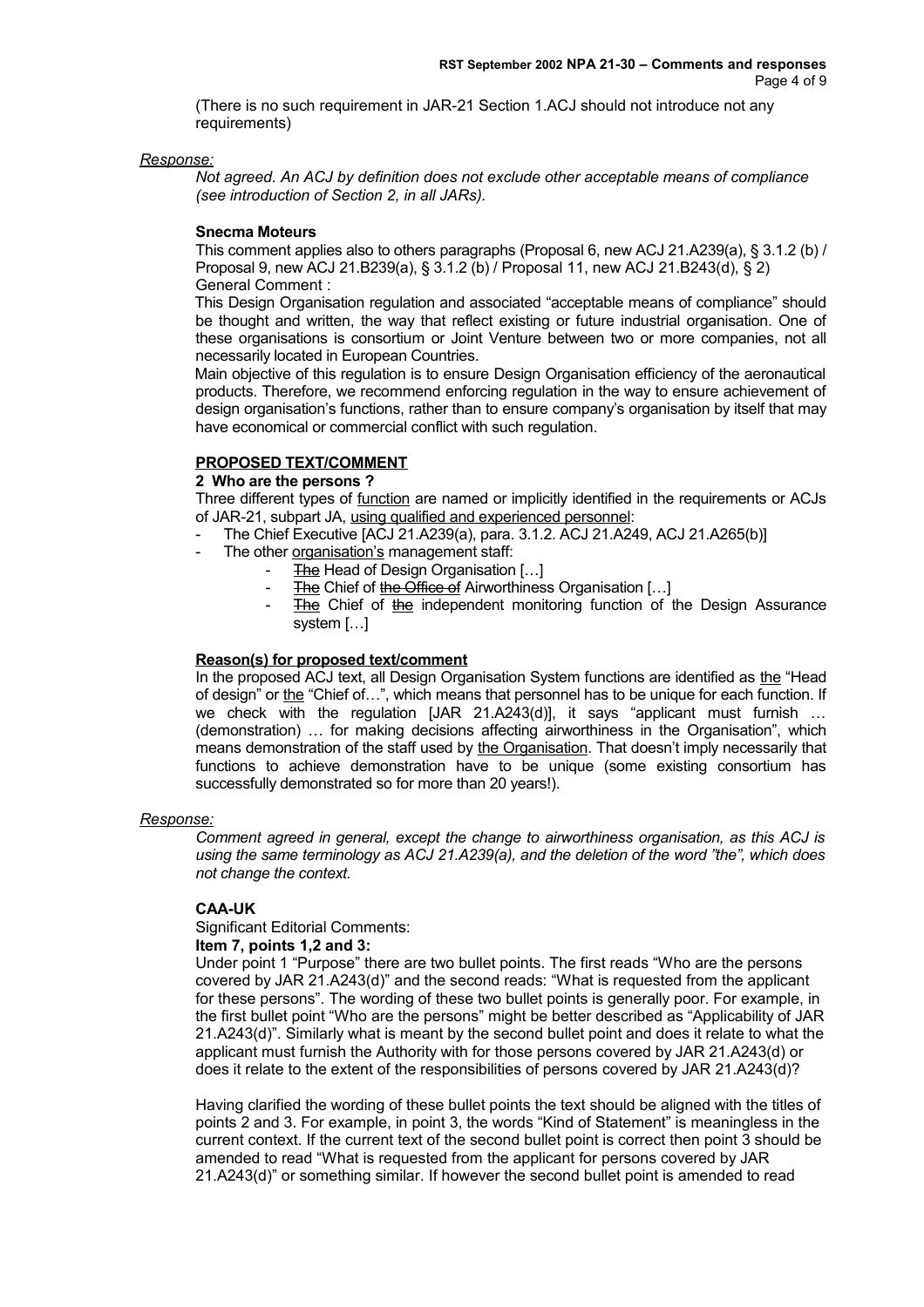(There is no such requirement in JAR-21 Section 1.ACJ should not introduce not any requirements)

*Response:*

*Not agreed. An ACJ by definition does not exclude other acceptable means of compliance (see introduction of Section 2, in all JARs).*

**Snecma Moteurs**

This comment applies also to others paragraphs (Proposal 6, new ACJ 21.A239(a), § 3.1.2 (b) / Proposal 9, new ACJ 21.B239(a), § 3.1.2 (b) / Proposal 11, new ACJ 21.B243(d), § 2)

General Comment :

This Design Organisation regulation and associated "acceptable means of compliance" should be thought and written, the way that reflect existing or future industrial organisation. One of these organisations is consortium or Joint Venture between two or more companies, not all necessarily located in European Countries.

Main objective of this regulation is to ensure Design Organisation efficiency of the aeronautical products. Therefore, we recommend enforcing regulation in the way to ensure achievement of design organisation's functions, rather than to ensure company's organisation by itself that may have economical or commercial conflict with such regulation.

**PROPOSED TEXT/COMMENT**

**2 Who are the persons ?**

Three different types of function are named or implicitly identified in the requirements or ACJs of JAR-21, subpart JA, using qualified and experienced personnel:

- The Chief Executive [ACJ 21.A239(a), para. 3.1.2. ACJ 21.A249, ACJ 21.A265(b)]
- The other organisation's management staff:
  - ~~The~~ Head of Design Organisation […]
  - ~~The~~ Chief of ~~the Office of~~ Airworthiness Organisation […]
  - ~~The~~ Chief of ~~the~~ independent monitoring function of the Design Assurance system […]

**Reason(s) for proposed text/comment**

In the proposed ACJ text, all Design Organisation System functions are identified as the "Head of design" or the "Chief of…", which means that personnel has to be unique for each function. If we check with the regulation [JAR 21.A243(d)], it says "applicant must furnish … (demonstration) … for making decisions affecting airworthiness in the Organisation", which means demonstration of the staff used by the Organisation. That doesn't imply necessarily that functions to achieve demonstration have to be unique (some existing consortium has successfully demonstrated so for more than 20 years!).

*Response:*

*Comment agreed in general, except the change to airworthiness organisation, as this ACJ is using the same terminology as ACJ 21.A239(a), and the deletion of the word "the", which does not change the context.*

**CAA-UK**

Significant Editorial Comments:

**Item 7, points 1,2 and 3:**

Under point 1 "Purpose" there are two bullet points. The first reads "Who are the persons covered by JAR 21.A243(d)" and the second reads: "What is requested from the applicant for these persons". The wording of these two bullet points is generally poor. For example, in the first bullet point "Who are the persons" might be better described as "Applicability of JAR 21.A243(d)". Similarly what is meant by the second bullet point and does it relate to what the applicant must furnish the Authority with for those persons covered by JAR 21.A243(d) or does it relate to the extent of the responsibilities of persons covered by JAR 21.A243(d)?

Having clarified the wording of these bullet points the text should be aligned with the titles of points 2 and 3. For example, in point 3, the words "Kind of Statement" is meaningless in the current context. If the current text of the second bullet point is correct then point 3 should be amended to read "What is requested from the applicant for persons covered by JAR 21.A243(d)" or something similar. If however the second bullet point is amended to read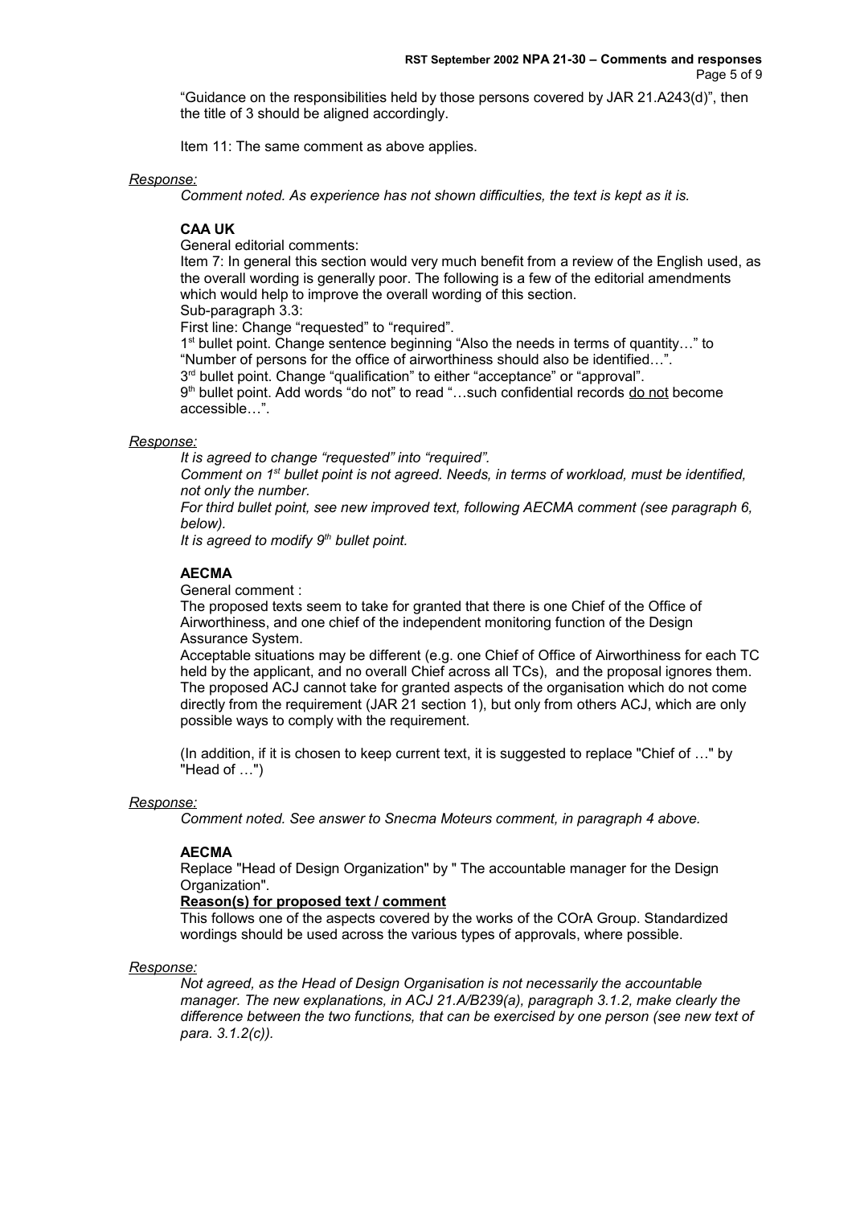"Guidance on the responsibilities held by those persons covered by JAR 21.A243(d)", then the title of 3 should be aligned accordingly.

Item 11: The same comment as above applies.

*Response:*

*Comment noted. As experience has not shown difficulties, the text is kept as it is.*

**CAA UK**

General editorial comments:

Item 7: In general this section would very much benefit from a review of the English used, as the overall wording is generally poor. The following is a few of the editorial amendments which would help to improve the overall wording of this section.

Sub-paragraph 3.3:

First line: Change "requested" to "required".

1st bullet point. Change sentence beginning "Also the needs in terms of quantity…" to "Number of persons for the office of airworthiness should also be identified…".

3rd bullet point. Change "qualification" to either "acceptance" or "approval".

9th bullet point. Add words "do not" to read "…such confidential records do not become accessible…".

*Response:*

*It is agreed to change "requested" into "required".*

*Comment on 1st bullet point is not agreed. Needs, in terms of workload, must be identified, not only the number.*

*For third bullet point, see new improved text, following AECMA comment (see paragraph 6, below).*

*It is agreed to modify 9th bullet point.*

**AECMA**

General comment :

The proposed texts seem to take for granted that there is one Chief of the Office of Airworthiness, and one chief of the independent monitoring function of the Design Assurance System.

Acceptable situations may be different (e.g. one Chief of Office of Airworthiness for each TC held by the applicant, and no overall Chief across all TCs), and the proposal ignores them. The proposed ACJ cannot take for granted aspects of the organisation which do not come directly from the requirement (JAR 21 section 1), but only from others ACJ, which are only possible ways to comply with the requirement.

(In addition, if it is chosen to keep current text, it is suggested to replace "Chief of …" by "Head of …")

*Response:*

*Comment noted. See answer to Snecma Moteurs comment, in paragraph 4 above.*

**AECMA**

Replace "Head of Design Organization" by " The accountable manager for the Design Organization".

**Reason(s) for proposed text / comment**

This follows one of the aspects covered by the works of the COrA Group. Standardized wordings should be used across the various types of approvals, where possible.

*Response:*

*Not agreed, as the Head of Design Organisation is not necessarily the accountable manager. The new explanations, in ACJ 21.A/B239(a), paragraph 3.1.2, make clearly the difference between the two functions, that can be exercised by one person (see new text of para. 3.1.2(c)).*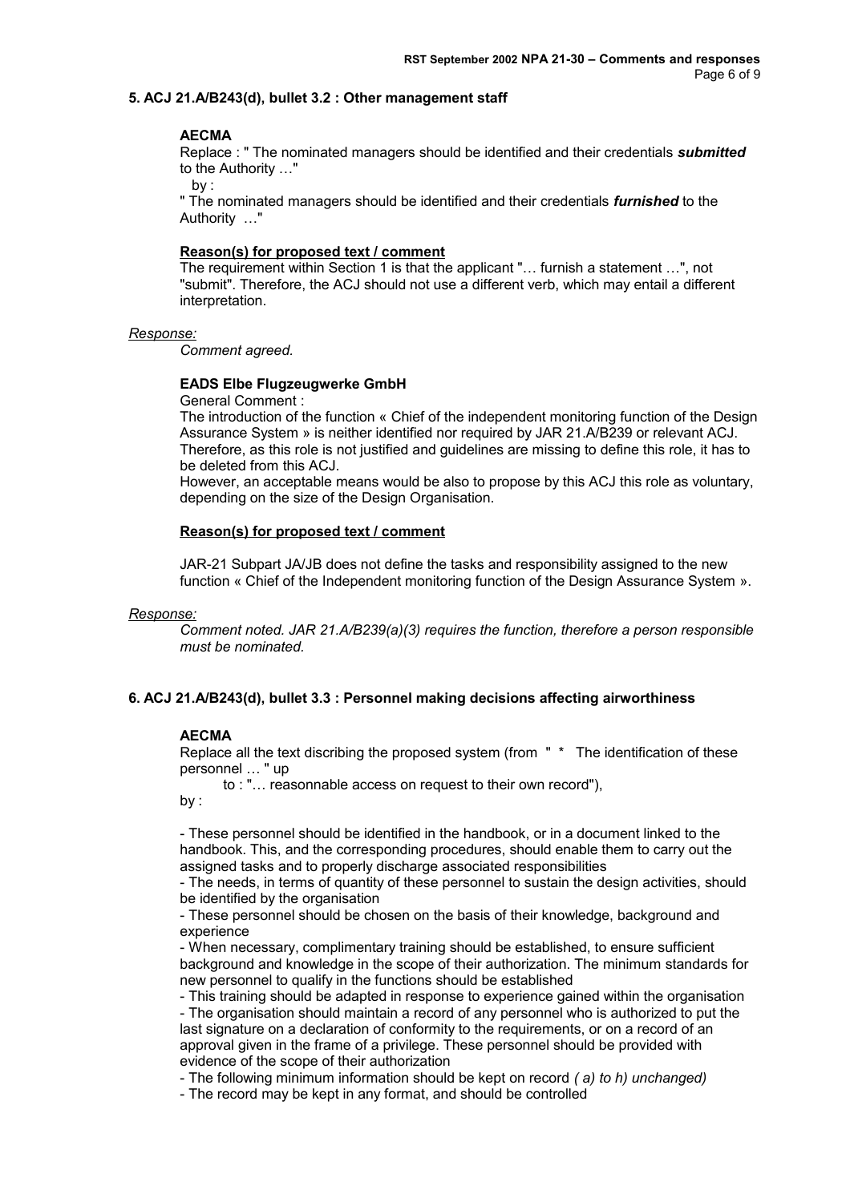### 5. ACJ 21.A/B243(d), bullet 3.2 : Other management staff

**AECMA**

Replace : " The nominated managers should be identified and their credentials ***submitted*** to the Authority …"

by :

" The nominated managers should be identified and their credentials ***furnished*** to the Authority …"

**Reason(s) for proposed text / comment**

The requirement within Section 1 is that the applicant "… furnish a statement …", not "submit". Therefore, the ACJ should not use a different verb, which may entail a different interpretation.

*Response:*

*Comment agreed.*

**EADS Elbe Flugzeugwerke GmbH**

General Comment :

The introduction of the function « Chief of the independent monitoring function of the Design Assurance System » is neither identified nor required by JAR 21.A/B239 or relevant ACJ. Therefore, as this role is not justified and guidelines are missing to define this role, it has to be deleted from this ACJ.

However, an acceptable means would be also to propose by this ACJ this role as voluntary, depending on the size of the Design Organisation.

**Reason(s) for proposed text / comment**

JAR-21 Subpart JA/JB does not define the tasks and responsibility assigned to the new function « Chief of the Independent monitoring function of the Design Assurance System ».

*Response:*

*Comment noted. JAR 21.A/B239(a)(3) requires the function, therefore a person responsible must be nominated.*

### 6. ACJ 21.A/B243(d), bullet 3.3 : Personnel making decisions affecting airworthiness

**AECMA**

Replace all the text discribing the proposed system (from " * The identification of these personnel … " up

to : "… reasonnable access on request to their own record"),

by :

- These personnel should be identified in the handbook, or in a document linked to the handbook. This, and the corresponding procedures, should enable them to carry out the assigned tasks and to properly discharge associated responsibilities
- The needs, in terms of quantity of these personnel to sustain the design activities, should be identified by the organisation
- These personnel should be chosen on the basis of their knowledge, background and experience
- When necessary, complimentary training should be established, to ensure sufficient background and knowledge in the scope of their authorization. The minimum standards for new personnel to qualify in the functions should be established
- This training should be adapted in response to experience gained within the organisation
- The organisation should maintain a record of any personnel who is authorized to put the last signature on a declaration of conformity to the requirements, or on a record of an approval given in the frame of a privilege. These personnel should be provided with evidence of the scope of their authorization
- The following minimum information should be kept on record *( a) to h) unchanged)*
- The record may be kept in any format, and should be controlled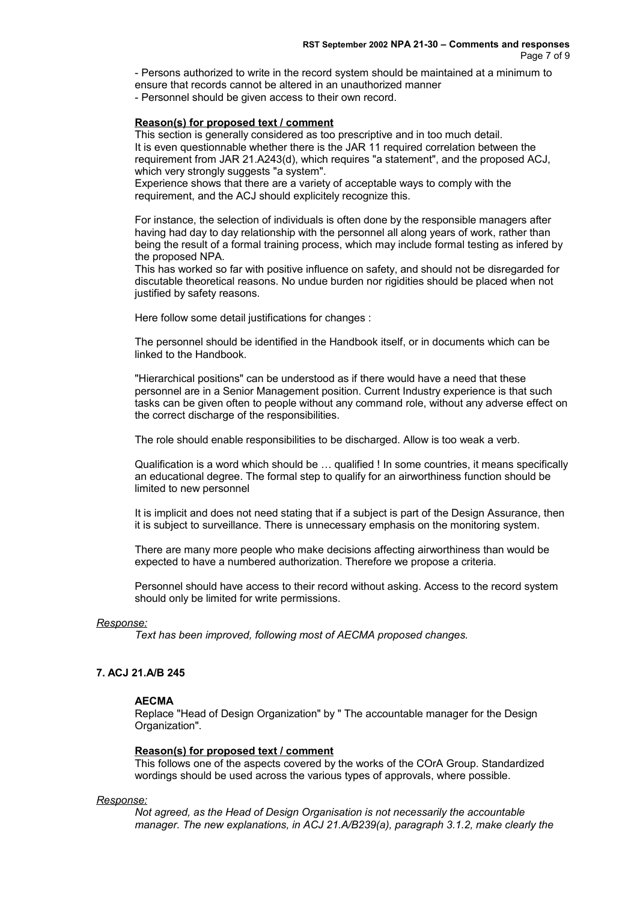- Persons authorized to write in the record system should be maintained at a minimum to ensure that records cannot be altered in an unauthorized manner
- Personnel should be given access to their own record.

**Reason(s) for proposed text / comment**

This section is generally considered as too prescriptive and in too much detail.
It is even questionnable whether there is the JAR 11 required correlation between the requirement from JAR 21.A243(d), which requires "a statement", and the proposed ACJ, which very strongly suggests "a system".
Experience shows that there are a variety of acceptable ways to comply with the requirement, and the ACJ should explicitely recognize this.

For instance, the selection of individuals is often done by the responsible managers after having had day to day relationship with the personnel all along years of work, rather than being the result of a formal training process, which may include formal testing as infered by the proposed NPA.
This has worked so far with positive influence on safety, and should not be disregarded for discutable theoretical reasons. No undue burden nor rigidities should be placed when not justified by safety reasons.

Here follow some detail justifications for changes :

The personnel should be identified in the Handbook itself, or in documents which can be linked to the Handbook.

"Hierarchical positions" can be understood as if there would have a need that these personnel are in a Senior Management position. Current Industry experience is that such tasks can be given often to people without any command role, without any adverse effect on the correct discharge of the responsibilities.

The role should enable responsibilities to be discharged. Allow is too weak a verb.

Qualification is a word which should be … qualified ! In some countries, it means specifically an educational degree. The formal step to qualify for an airworthiness function should be limited to new personnel

It is implicit and does not need stating that if a subject is part of the Design Assurance, then it is subject to surveillance. There is unnecessary emphasis on the monitoring system.

There are many more people who make decisions affecting airworthiness than would be expected to have a numbered authorization. Therefore we propose a criteria.

Personnel should have access to their record without asking. Access to the record system should only be limited for write permissions.

*Response:*

*Text has been improved, following most of AECMA proposed changes.*

**7. ACJ 21.A/B 245**

**AECMA**

Replace "Head of Design Organization" by " The accountable manager for the Design Organization".

**Reason(s) for proposed text / comment**

This follows one of the aspects covered by the works of the COrA Group. Standardized wordings should be used across the various types of approvals, where possible.

*Response:*

*Not agreed, as the Head of Design Organisation is not necessarily the accountable manager. The new explanations, in ACJ 21.A/B239(a), paragraph 3.1.2, make clearly the*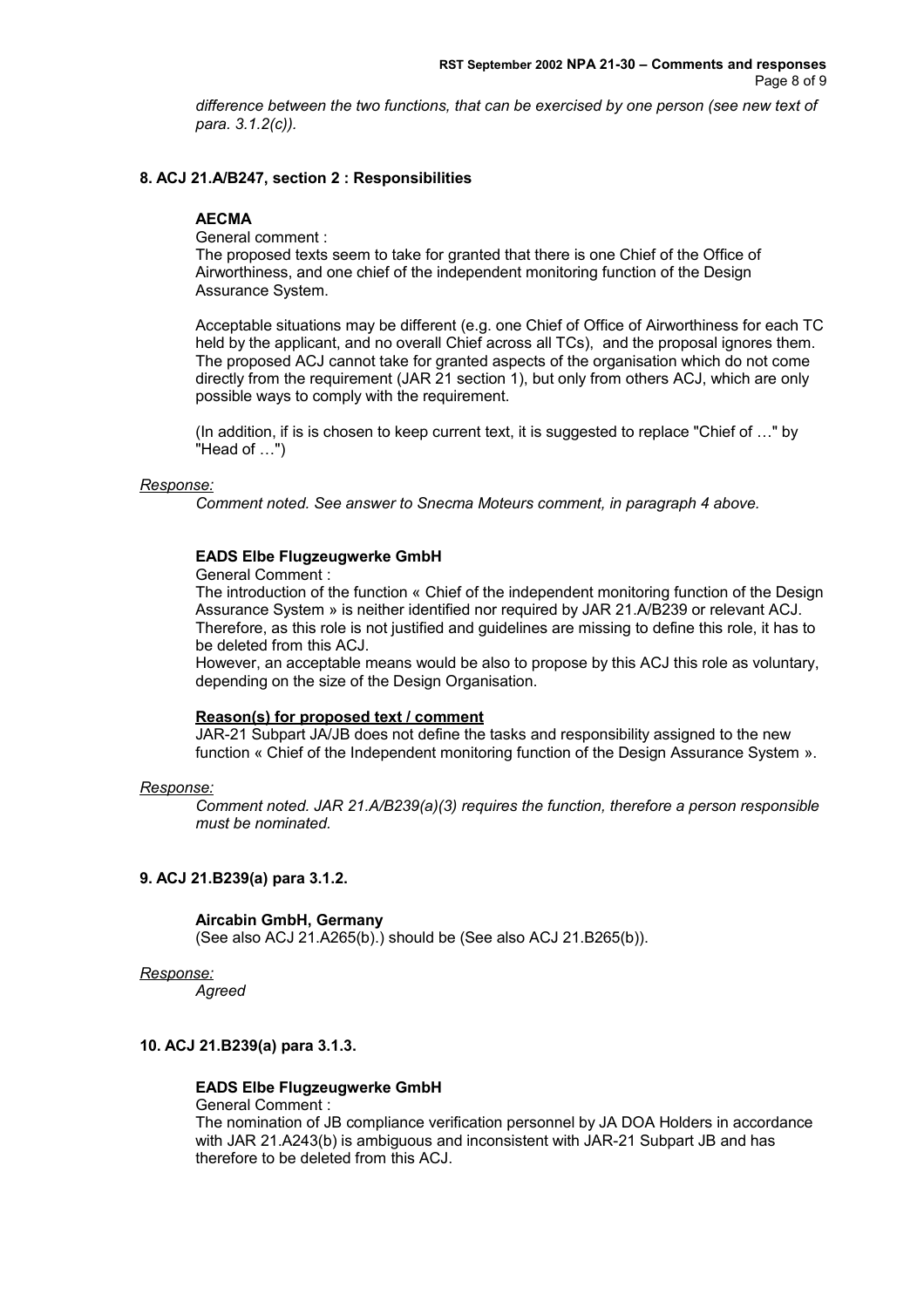*difference between the two functions, that can be exercised by one person (see new text of para. 3.1.2(c)).*

### 8. ACJ 21.A/B247, section 2 : Responsibilities

**AECMA**

General comment :

The proposed texts seem to take for granted that there is one Chief of the Office of Airworthiness, and one chief of the independent monitoring function of the Design Assurance System.

Acceptable situations may be different (e.g. one Chief of Office of Airworthiness for each TC held by the applicant, and no overall Chief across all TCs), and the proposal ignores them. The proposed ACJ cannot take for granted aspects of the organisation which do not come directly from the requirement (JAR 21 section 1), but only from others ACJ, which are only possible ways to comply with the requirement.

(In addition, if is is chosen to keep current text, it is suggested to replace "Chief of …" by "Head of …")

*Response:*

*Comment noted. See answer to Snecma Moteurs comment, in paragraph 4 above.*

**EADS Elbe Flugzeugwerke GmbH**

General Comment :

The introduction of the function « Chief of the independent monitoring function of the Design Assurance System » is neither identified nor required by JAR 21.A/B239 or relevant ACJ. Therefore, as this role is not justified and guidelines are missing to define this role, it has to be deleted from this ACJ.

However, an acceptable means would be also to propose by this ACJ this role as voluntary, depending on the size of the Design Organisation.

**Reason(s) for proposed text / comment**

JAR-21 Subpart JA/JB does not define the tasks and responsibility assigned to the new function « Chief of the Independent monitoring function of the Design Assurance System ».

*Response:*

*Comment noted. JAR 21.A/B239(a)(3) requires the function, therefore a person responsible must be nominated.*

### 9. ACJ 21.B239(a) para 3.1.2.

**Aircabin GmbH, Germany**

(See also ACJ 21.A265(b).) should be (See also ACJ 21.B265(b)).

*Response:*

*Agreed*

### 10. ACJ 21.B239(a) para 3.1.3.

**EADS Elbe Flugzeugwerke GmbH**

General Comment :

The nomination of JB compliance verification personnel by JA DOA Holders in accordance with JAR 21.A243(b) is ambiguous and inconsistent with JAR-21 Subpart JB and has therefore to be deleted from this ACJ.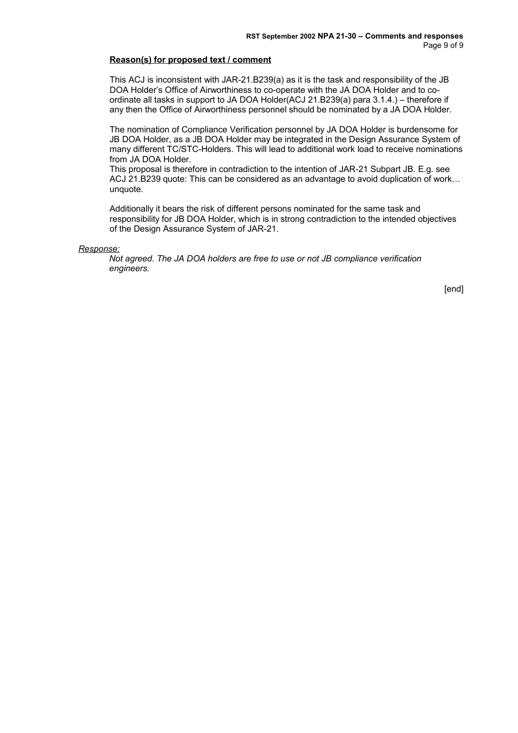**Reason(s) for proposed text / comment**

This ACJ is inconsistent with JAR-21.B239(a) as it is the task and responsibility of the JB DOA Holder's Office of Airworthiness to co-operate with the JA DOA Holder and to co-ordinate all tasks in support to JA DOA Holder(ACJ 21.B239(a) para 3.1.4.) – therefore if any then the Office of Airworthiness personnel should be nominated by a JA DOA Holder.

The nomination of Compliance Verification personnel by JA DOA Holder is burdensome for JB DOA Holder, as a JB DOA Holder may be integrated in the Design Assurance System of many different TC/STC-Holders. This will lead to additional work load to receive nominations from JA DOA Holder.
This proposal is therefore in contradiction to the intention of JAR-21 Subpart JB. E.g. see ACJ 21.B239 quote: This can be considered as an advantage to avoid duplication of work… unquote.

Additionally it bears the risk of different persons nominated for the same task and responsibility for JB DOA Holder, which is in strong contradiction to the intended objectives of the Design Assurance System of JAR-21.

_Response:_

*Not agreed. The JA DOA holders are free to use or not JB compliance verification engineers.*

[end]